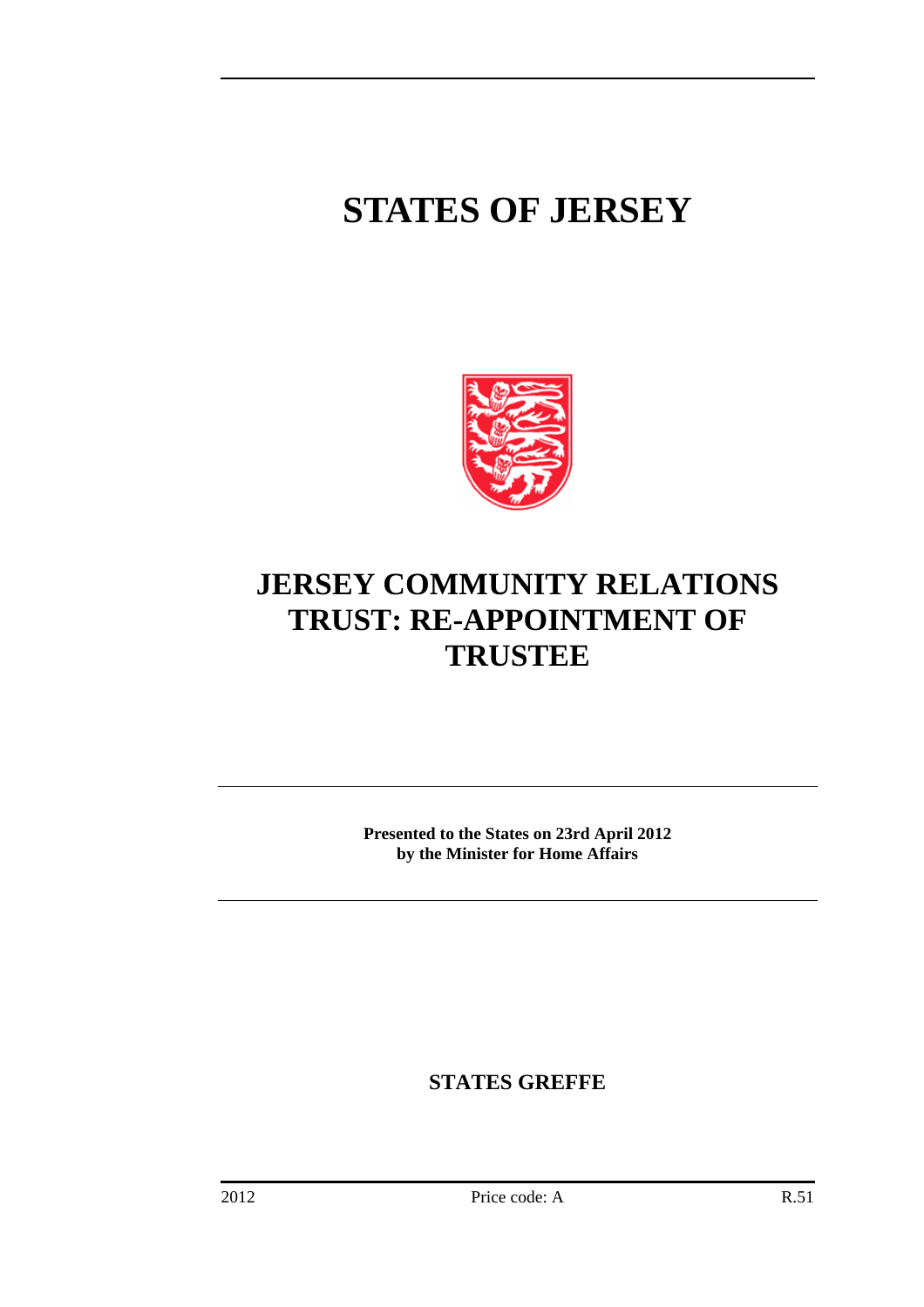# STATES OF JERSEY

# JERSEY COMMUNITY RELATIONS TRUST: RE-APPOINTMENT OF TRUSTEE

**Presented to the States on 23rd April 2012**
**by the Minister for Home Affairs**

**STATES GREFFE**

2012 Price code: A R.51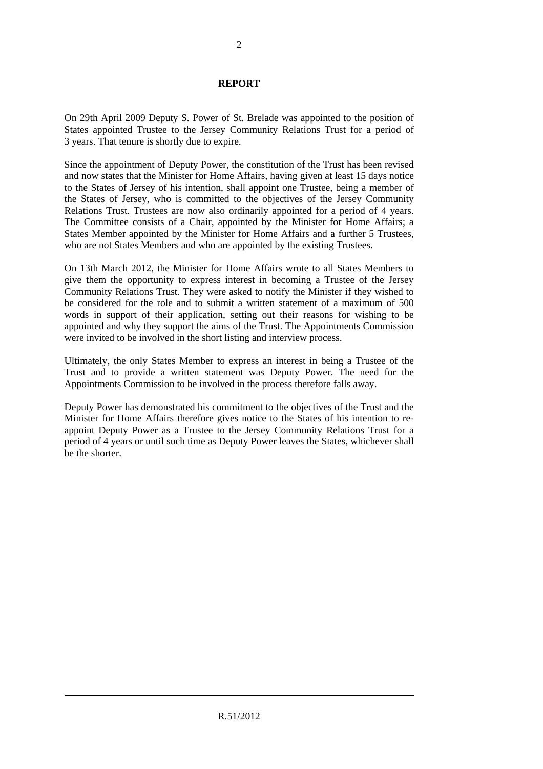## REPORT

On 29th April 2009 Deputy S. Power of St. Brelade was appointed to the position of States appointed Trustee to the Jersey Community Relations Trust for a period of 3 years. That tenure is shortly due to expire.

Since the appointment of Deputy Power, the constitution of the Trust has been revised and now states that the Minister for Home Affairs, having given at least 15 days notice to the States of Jersey of his intention, shall appoint one Trustee, being a member of the States of Jersey, who is committed to the objectives of the Jersey Community Relations Trust. Trustees are now also ordinarily appointed for a period of 4 years. The Committee consists of a Chair, appointed by the Minister for Home Affairs; a States Member appointed by the Minister for Home Affairs and a further 5 Trustees, who are not States Members and who are appointed by the existing Trustees.

On 13th March 2012, the Minister for Home Affairs wrote to all States Members to give them the opportunity to express interest in becoming a Trustee of the Jersey Community Relations Trust. They were asked to notify the Minister if they wished to be considered for the role and to submit a written statement of a maximum of 500 words in support of their application, setting out their reasons for wishing to be appointed and why they support the aims of the Trust. The Appointments Commission were invited to be involved in the short listing and interview process.

Ultimately, the only States Member to express an interest in being a Trustee of the Trust and to provide a written statement was Deputy Power. The need for the Appointments Commission to be involved in the process therefore falls away.

Deputy Power has demonstrated his commitment to the objectives of the Trust and the Minister for Home Affairs therefore gives notice to the States of his intention to re-appoint Deputy Power as a Trustee to the Jersey Community Relations Trust for a period of 4 years or until such time as Deputy Power leaves the States, whichever shall be the shorter.